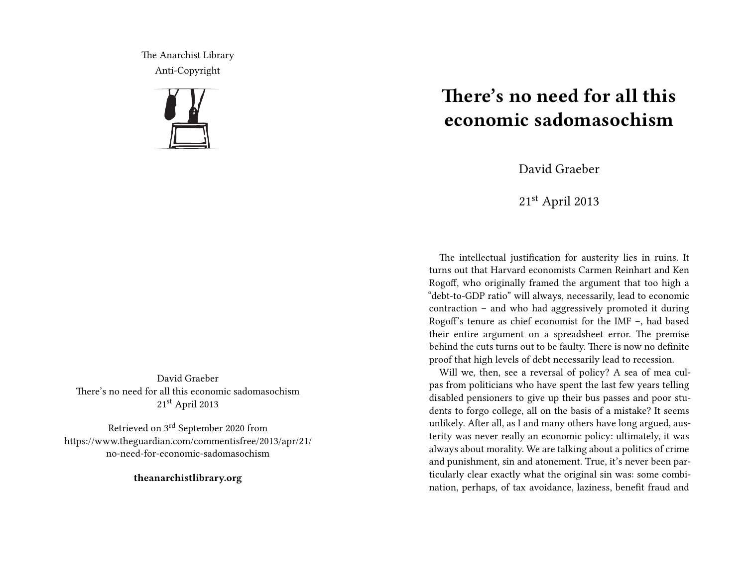The Anarchist Library
Anti-Copyright

David Graeber
There's no need for all this economic sadomasochism
21st April 2013

Retrieved on 3rd September 2020 from https://www.theguardian.com/commentisfree/2013/apr/21/no-need-for-economic-sadomasochism

**theanarchistlibrary.org**

# There's no need for all this economic sadomasochism

David Graeber

21st April 2013

The intellectual justification for austerity lies in ruins. It turns out that Harvard economists Carmen Reinhart and Ken Rogoff, who originally framed the argument that too high a "debt-to-GDP ratio" will always, necessarily, lead to economic contraction – and who had aggressively promoted it during Rogoff's tenure as chief economist for the IMF –, had based their entire argument on a spreadsheet error. The premise behind the cuts turns out to be faulty. There is now no definite proof that high levels of debt necessarily lead to recession.

Will we, then, see a reversal of policy? A sea of mea culpas from politicians who have spent the last few years telling disabled pensioners to give up their bus passes and poor students to forgo college, all on the basis of a mistake? It seems unlikely. After all, as I and many others have long argued, austerity was never really an economic policy: ultimately, it was always about morality. We are talking about a politics of crime and punishment, sin and atonement. True, it's never been particularly clear exactly what the original sin was: some combination, perhaps, of tax avoidance, laziness, benefit fraud and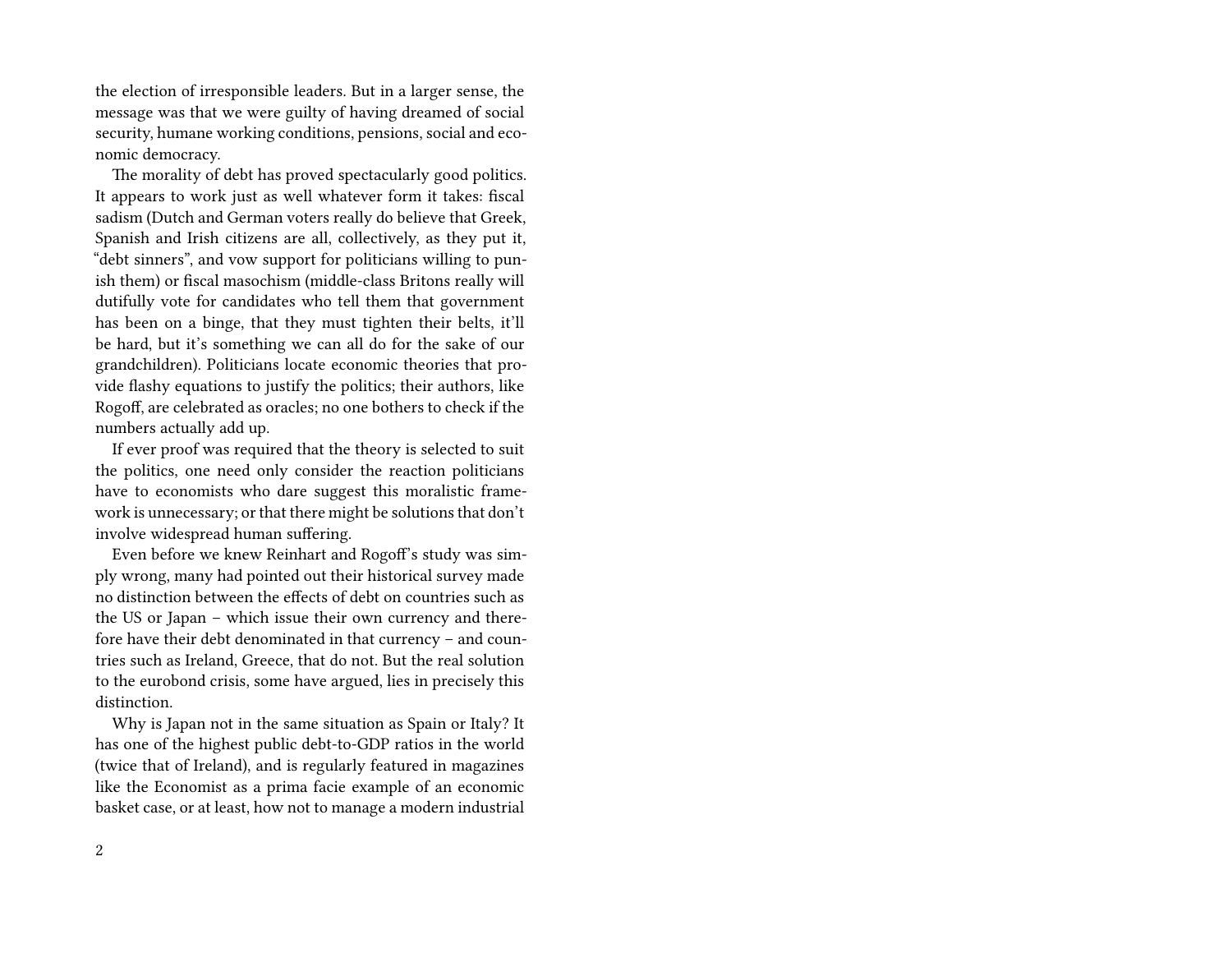the election of irresponsible leaders. But in a larger sense, the message was that we were guilty of having dreamed of social security, humane working conditions, pensions, social and economic democracy.

The morality of debt has proved spectacularly good politics. It appears to work just as well whatever form it takes: fiscal sadism (Dutch and German voters really do believe that Greek, Spanish and Irish citizens are all, collectively, as they put it, "debt sinners", and vow support for politicians willing to punish them) or fiscal masochism (middle-class Britons really will dutifully vote for candidates who tell them that government has been on a binge, that they must tighten their belts, it'll be hard, but it's something we can all do for the sake of our grandchildren). Politicians locate economic theories that provide flashy equations to justify the politics; their authors, like Rogoff, are celebrated as oracles; no one bothers to check if the numbers actually add up.

If ever proof was required that the theory is selected to suit the politics, one need only consider the reaction politicians have to economists who dare suggest this moralistic framework is unnecessary; or that there might be solutions that don't involve widespread human suffering.

Even before we knew Reinhart and Rogoff's study was simply wrong, many had pointed out their historical survey made no distinction between the effects of debt on countries such as the US or Japan – which issue their own currency and therefore have their debt denominated in that currency – and countries such as Ireland, Greece, that do not. But the real solution to the eurobond crisis, some have argued, lies in precisely this distinction.

Why is Japan not in the same situation as Spain or Italy? It has one of the highest public debt-to-GDP ratios in the world (twice that of Ireland), and is regularly featured in magazines like the Economist as a prima facie example of an economic basket case, or at least, how not to manage a modern industrial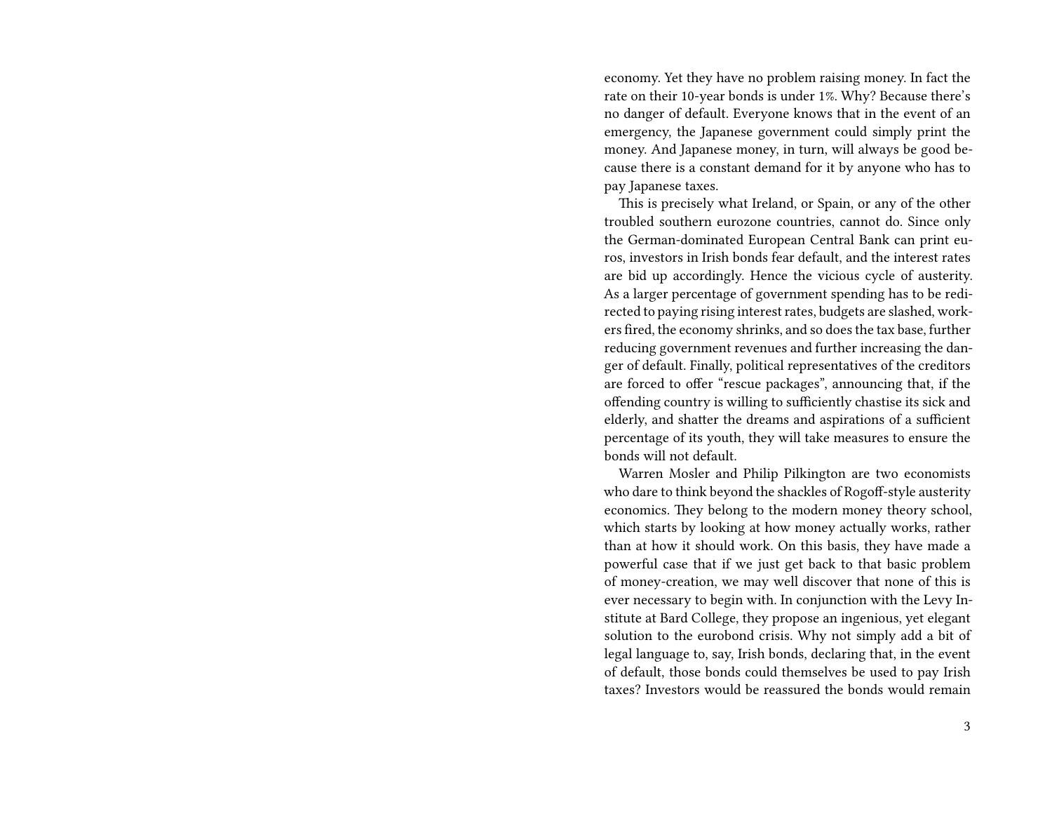economy. Yet they have no problem raising money. In fact the rate on their 10-year bonds is under 1%. Why? Because there's no danger of default. Everyone knows that in the event of an emergency, the Japanese government could simply print the money. And Japanese money, in turn, will always be good because there is a constant demand for it by anyone who has to pay Japanese taxes.

This is precisely what Ireland, or Spain, or any of the other troubled southern eurozone countries, cannot do. Since only the German-dominated European Central Bank can print euros, investors in Irish bonds fear default, and the interest rates are bid up accordingly. Hence the vicious cycle of austerity. As a larger percentage of government spending has to be redirected to paying rising interest rates, budgets are slashed, workers fired, the economy shrinks, and so does the tax base, further reducing government revenues and further increasing the danger of default. Finally, political representatives of the creditors are forced to offer "rescue packages", announcing that, if the offending country is willing to sufficiently chastise its sick and elderly, and shatter the dreams and aspirations of a sufficient percentage of its youth, they will take measures to ensure the bonds will not default.

Warren Mosler and Philip Pilkington are two economists who dare to think beyond the shackles of Rogoff-style austerity economics. They belong to the modern money theory school, which starts by looking at how money actually works, rather than at how it should work. On this basis, they have made a powerful case that if we just get back to that basic problem of money-creation, we may well discover that none of this is ever necessary to begin with. In conjunction with the Levy Institute at Bard College, they propose an ingenious, yet elegant solution to the eurobond crisis. Why not simply add a bit of legal language to, say, Irish bonds, declaring that, in the event of default, those bonds could themselves be used to pay Irish taxes? Investors would be reassured the bonds would remain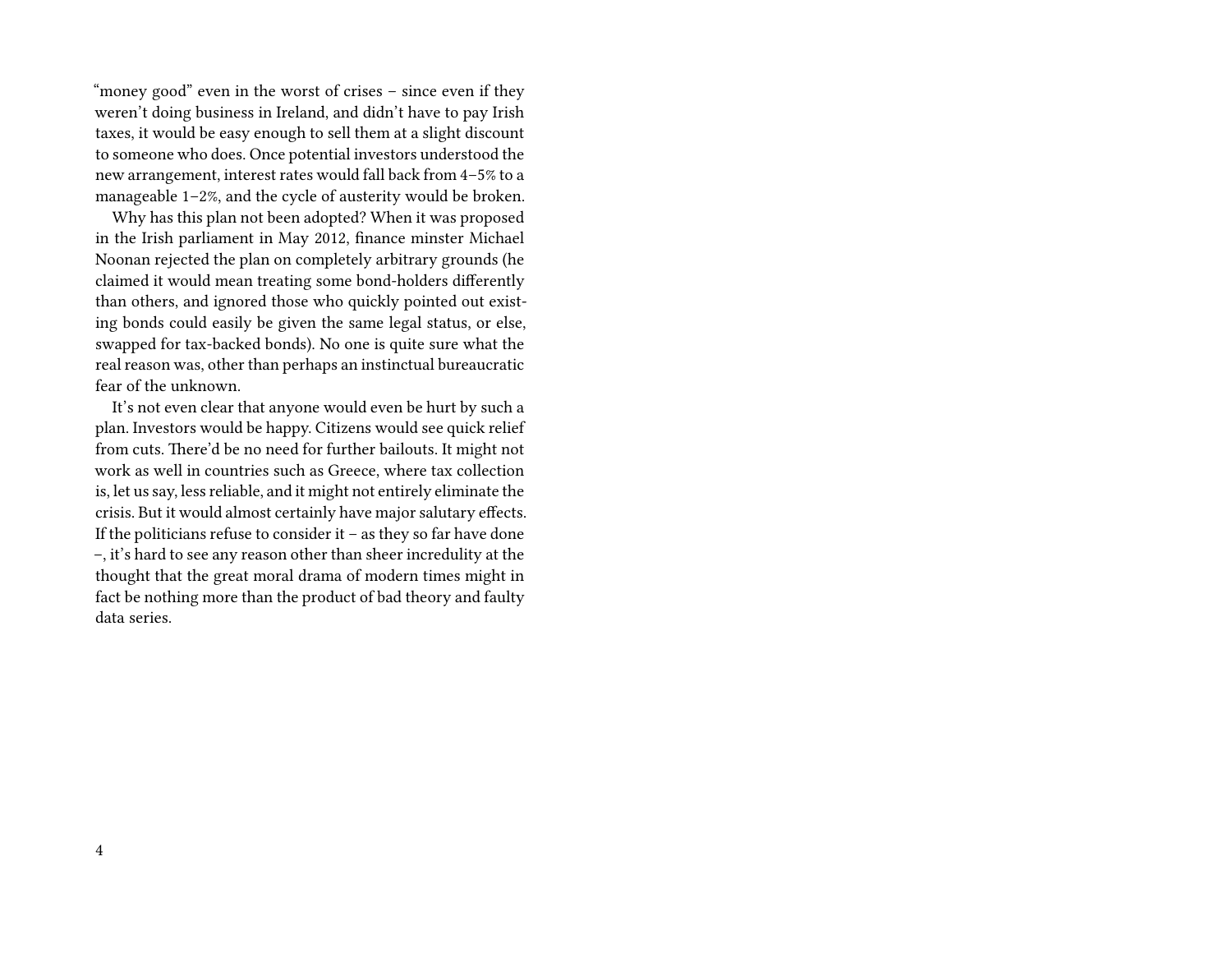"money good" even in the worst of crises – since even if they weren't doing business in Ireland, and didn't have to pay Irish taxes, it would be easy enough to sell them at a slight discount to someone who does. Once potential investors understood the new arrangement, interest rates would fall back from 4–5% to a manageable 1–2%, and the cycle of austerity would be broken.

Why has this plan not been adopted? When it was proposed in the Irish parliament in May 2012, finance minster Michael Noonan rejected the plan on completely arbitrary grounds (he claimed it would mean treating some bond-holders differently than others, and ignored those who quickly pointed out existing bonds could easily be given the same legal status, or else, swapped for tax-backed bonds). No one is quite sure what the real reason was, other than perhaps an instinctual bureaucratic fear of the unknown.

It's not even clear that anyone would even be hurt by such a plan. Investors would be happy. Citizens would see quick relief from cuts. There'd be no need for further bailouts. It might not work as well in countries such as Greece, where tax collection is, let us say, less reliable, and it might not entirely eliminate the crisis. But it would almost certainly have major salutary effects. If the politicians refuse to consider it – as they so far have done –, it's hard to see any reason other than sheer incredulity at the thought that the great moral drama of modern times might in fact be nothing more than the product of bad theory and faulty data series.